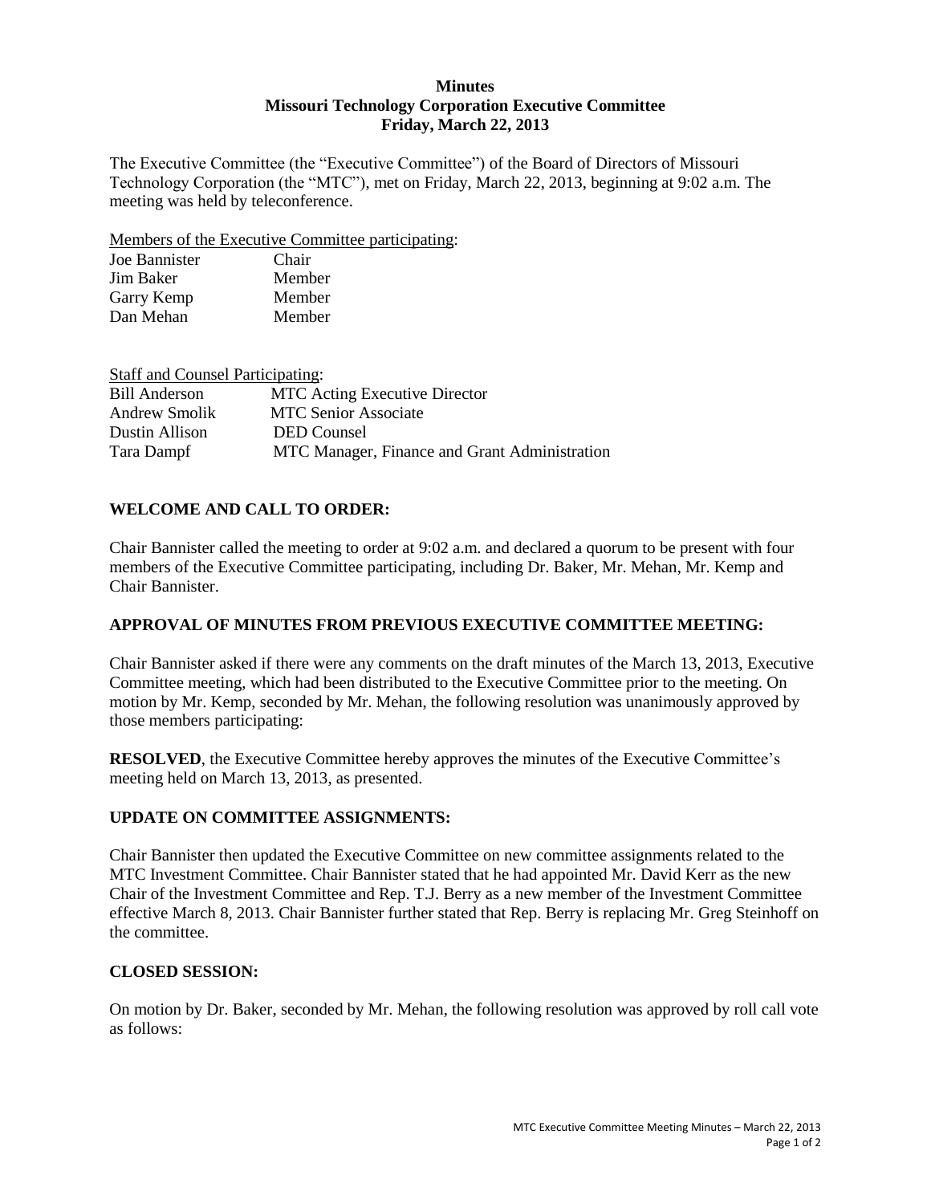# Minutes
# Missouri Technology Corporation Executive Committee
# Friday, March 22, 2013

The Executive Committee (the "Executive Committee") of the Board of Directors of Missouri Technology Corporation (the "MTC"), met on Friday, March 22, 2013, beginning at 9:02 a.m. The meeting was held by teleconference.

Members of the Executive Committee participating:

| | |
|---|---|
| Joe Bannister | Chair |
| Jim Baker | Member |
| Garry Kemp | Member |
| Dan Mehan | Member |

Staff and Counsel Participating:

| | |
|---|---|
| Bill Anderson | MTC Acting Executive Director |
| Andrew Smolik | MTC Senior Associate |
| Dustin Allison | DED Counsel |
| Tara Dampf | MTC Manager, Finance and Grant Administration |

## WELCOME AND CALL TO ORDER:

Chair Bannister called the meeting to order at 9:02 a.m. and declared a quorum to be present with four members of the Executive Committee participating, including Dr. Baker, Mr. Mehan, Mr. Kemp and Chair Bannister.

## APPROVAL OF MINUTES FROM PREVIOUS EXECUTIVE COMMITTEE MEETING:

Chair Bannister asked if there were any comments on the draft minutes of the March 13, 2013, Executive Committee meeting, which had been distributed to the Executive Committee prior to the meeting. On motion by Mr. Kemp, seconded by Mr. Mehan, the following resolution was unanimously approved by those members participating:

**RESOLVED**, the Executive Committee hereby approves the minutes of the Executive Committee's meeting held on March 13, 2013, as presented.

## UPDATE ON COMMITTEE ASSIGNMENTS:

Chair Bannister then updated the Executive Committee on new committee assignments related to the MTC Investment Committee. Chair Bannister stated that he had appointed Mr. David Kerr as the new Chair of the Investment Committee and Rep. T.J. Berry as a new member of the Investment Committee effective March 8, 2013. Chair Bannister further stated that Rep. Berry is replacing Mr. Greg Steinhoff on the committee.

## CLOSED SESSION:

On motion by Dr. Baker, seconded by Mr. Mehan, the following resolution was approved by roll call vote as follows: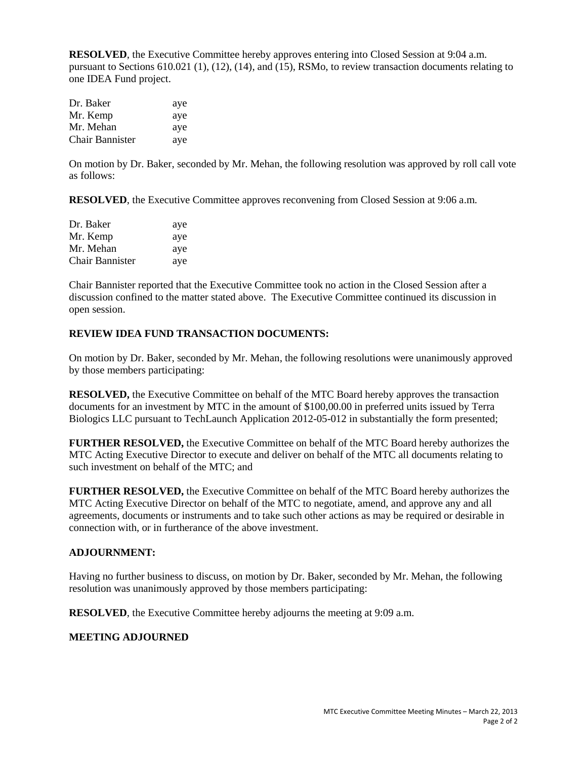**RESOLVED**, the Executive Committee hereby approves entering into Closed Session at 9:04 a.m. pursuant to Sections 610.021 (1), (12), (14), and (15), RSMo, to review transaction documents relating to one IDEA Fund project.

| | |
|---|---|
| Dr. Baker | aye |
| Mr. Kemp | aye |
| Mr. Mehan | aye |
| Chair Bannister | aye |

On motion by Dr. Baker, seconded by Mr. Mehan, the following resolution was approved by roll call vote as follows:

**RESOLVED**, the Executive Committee approves reconvening from Closed Session at 9:06 a.m.

| | |
|---|---|
| Dr. Baker | aye |
| Mr. Kemp | aye |
| Mr. Mehan | aye |
| Chair Bannister | aye |

Chair Bannister reported that the Executive Committee took no action in the Closed Session after a discussion confined to the matter stated above. The Executive Committee continued its discussion in open session.

**REVIEW IDEA FUND TRANSACTION DOCUMENTS:**

On motion by Dr. Baker, seconded by Mr. Mehan, the following resolutions were unanimously approved by those members participating:

**RESOLVED,** the Executive Committee on behalf of the MTC Board hereby approves the transaction documents for an investment by MTC in the amount of $100,00.00 in preferred units issued by Terra Biologics LLC pursuant to TechLaunch Application 2012-05-012 in substantially the form presented;

**FURTHER RESOLVED,** the Executive Committee on behalf of the MTC Board hereby authorizes the MTC Acting Executive Director to execute and deliver on behalf of the MTC all documents relating to such investment on behalf of the MTC; and

**FURTHER RESOLVED,** the Executive Committee on behalf of the MTC Board hereby authorizes the MTC Acting Executive Director on behalf of the MTC to negotiate, amend, and approve any and all agreements, documents or instruments and to take such other actions as may be required or desirable in connection with, or in furtherance of the above investment.

**ADJOURNMENT:**

Having no further business to discuss, on motion by Dr. Baker, seconded by Mr. Mehan, the following resolution was unanimously approved by those members participating:

**RESOLVED**, the Executive Committee hereby adjourns the meeting at 9:09 a.m.

**MEETING ADJOURNED**